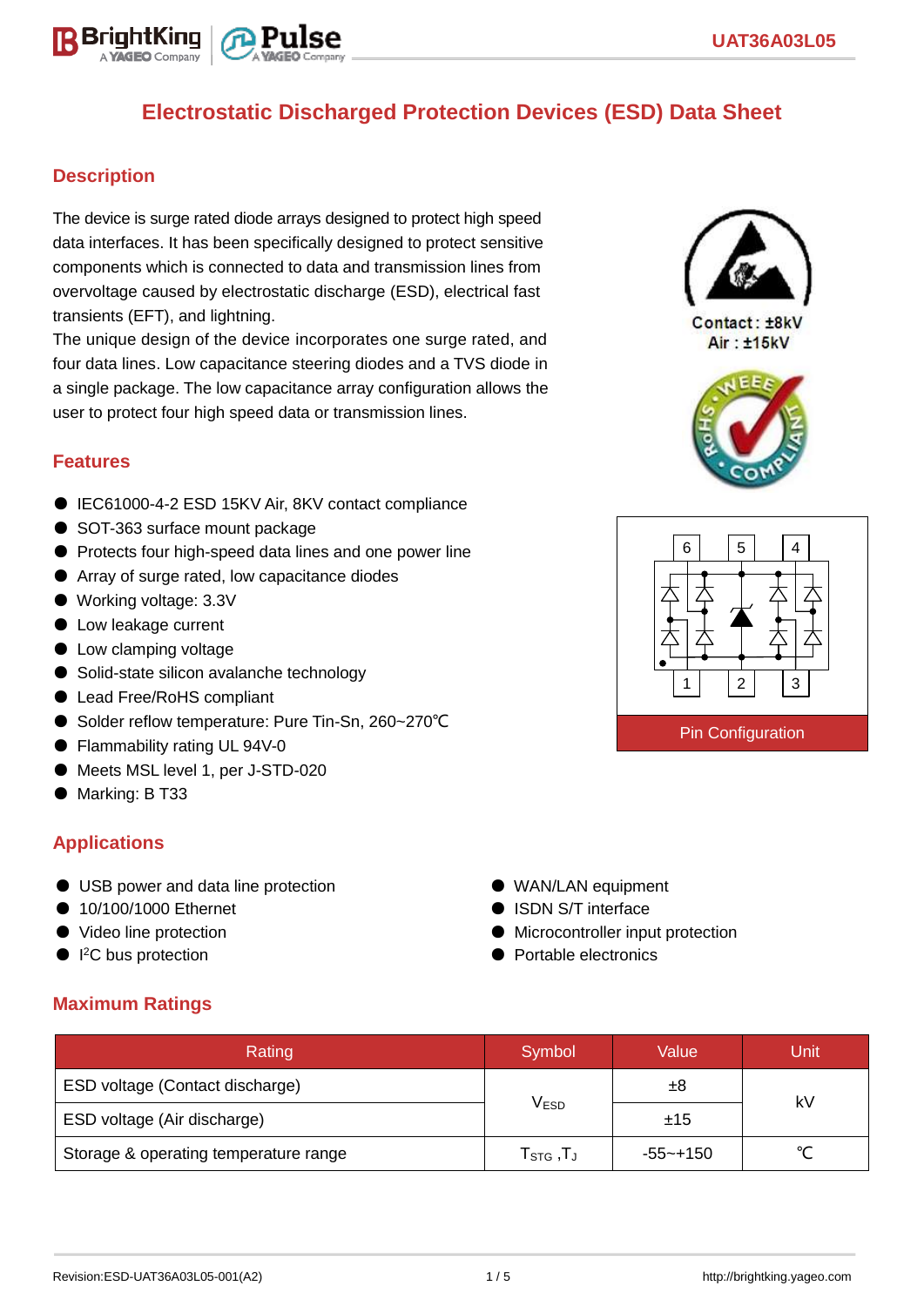# Electrostatic Discharged Protection Devices (ESD) Data Sheet

## Description

The device is surge rated diode arrays designed to protect high speed data interfaces. It has been specifically designed to protect sensitive components which is connected to data and transmission lines from overvoltage caused by electrostatic discharge (ESD), electrical fast transients (EFT), and lightning.
The unique design of the device incorporates one surge rated, and four data lines. Low capacitance steering diodes and a TVS diode in a single package. The low capacitance array configuration allows the user to protect four high speed data or transmission lines.

Contact : ±8kV
Air : ±15kV

## Features

- IEC61000-4-2 ESD 15KV Air, 8KV contact compliance
- SOT-363 surface mount package
- Protects four high-speed data lines and one power line
- Array of surge rated, low capacitance diodes
- Working voltage: 3.3V
- Low leakage current
- Low clamping voltage
- Solid-state silicon avalanche technology
- Lead Free/RoHS compliant
- Solder reflow temperature: Pure Tin-Sn, 260~270℃
- Flammability rating UL 94V-0
- Meets MSL level 1, per J-STD-020
- Marking: B T33

6 5 4
1 2 3

Pin Configuration

## Applications

- USB power and data line protection
- 10/100/1000 Ethernet
- Video line protection
- I[2]C bus protection
- WAN/LAN equipment
- ISDN S/T interface
- Microcontroller input protection
- Portable electronics

## Maximum Ratings

| Rating | Symbol | Value | Unit |
|---|---|---|---|
| ESD voltage (Contact discharge) | $V_{ESD}$ | ±8 | kV |
| ESD voltage (Air discharge) | | ±15 | |
| Storage & operating temperature range | $T_{STG}$ ,$T_J$ | -55~+150 | ℃ |

Revision:ESD-UAT36A03L05-001(A2)

http://brightking.yageo.com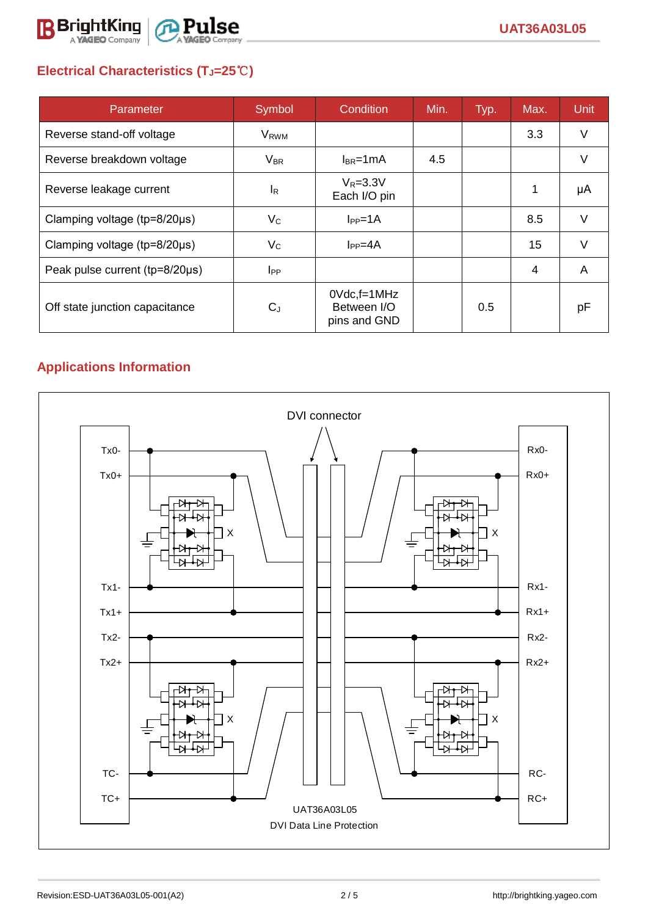## Electrical Characteristics ($T_J$=25℃)

| Parameter | Symbol | Condition | Min. | Typ. | Max. | Unit |
|---|---|---|---|---|---|---|
| Reverse stand-off voltage | $V_{RWM}$ | | | | 3.3 | V |
| Reverse breakdown voltage | $V_{BR}$ | $I_{BR}$=1mA | 4.5 | | | V |
| Reverse leakage current | $I_R$ | $V_R$=3.3V Each I/O pin | | | 1 | μA |
| Clamping voltage (tp=8/20μs) | $V_C$ | $I_{PP}$=1A | | | 8.5 | V |
| Clamping voltage (tp=8/20μs) | $V_C$ | $I_{PP}$=4A | | | 15 | V |
| Peak pulse current (tp=8/20μs) | $I_{PP}$ | | | | 4 | A |
| Off state junction capacitance | $C_J$ | 0Vdc,f=1MHz Between I/O pins and GND | | 0.5 | | pF |

## Applications Information

DVI connector

Tx0- Tx0+ Tx1- Tx1+ Tx2- Tx2+ TC- TC+

Rx0- Rx0+ Rx1- Rx1+ Rx2- Rx2+ RC- RC+

UAT36A03L05

DVI Data Line Protection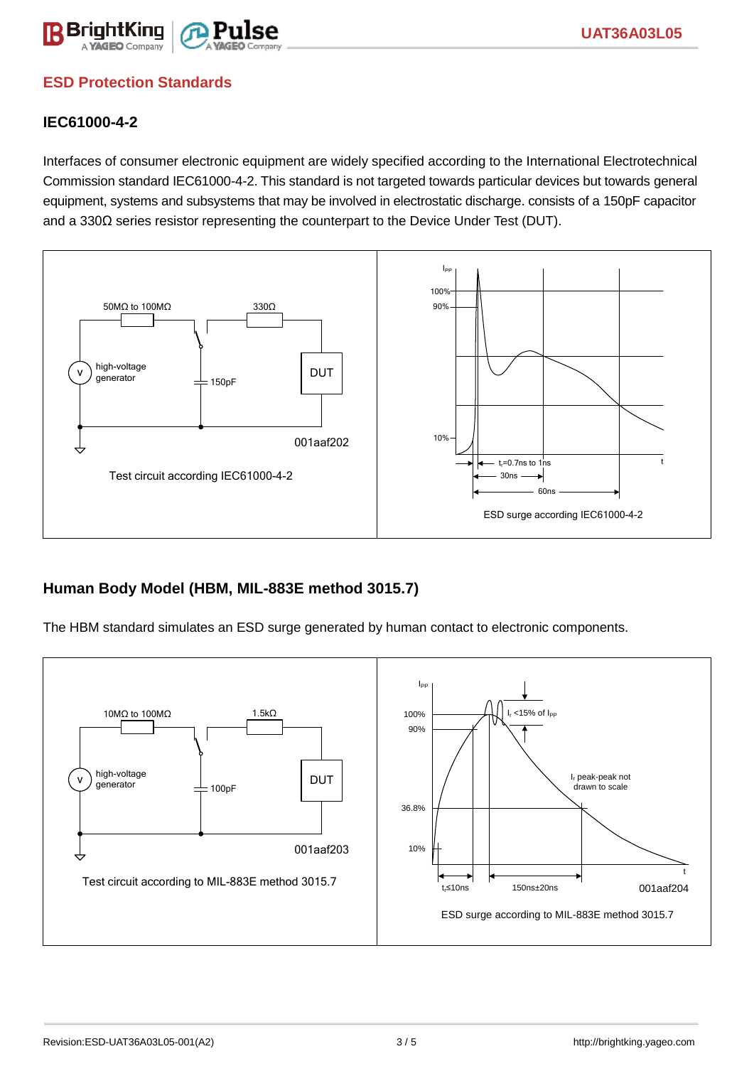## ESD Protection Standards

### IEC61000-4-2

Interfaces of consumer electronic equipment are widely specified according to the International Electrotechnical Commission standard IEC61000-4-2. This standard is not targeted towards particular devices but towards general equipment, systems and subsystems that may be involved in electrostatic discharge. consists of a 150pF capacitor and a 330Ω series resistor representing the counterpart to the Device Under Test (DUT).

50MΩ to 100MΩ, 330Ω, high-voltage generator, 150pF, DUT

001aaf202

Test circuit according IEC61000-4-2

$I_{PP}$, 100%, 90%, 10%, t, $t_r$=0.7ns to 1ns, 30ns, 60ns

ESD surge according IEC61000-4-2

### Human Body Model (HBM, MIL-883E method 3015.7)

The HBM standard simulates an ESD surge generated by human contact to electronic components.

10MΩ to 100MΩ, 1.5kΩ, high-voltage generator, 100pF, DUT

001aaf203

Test circuit according to MIL-883E method 3015.7

$I_{PP}$, 100%, 90%, 36.8%, 10%, t, $I_r$ <15% of $I_{PP}$, $I_r$ peak-peak not drawn to scale, $t_r$≤10ns, 150ns±20ns

001aaf204

ESD surge according to MIL-883E method 3015.7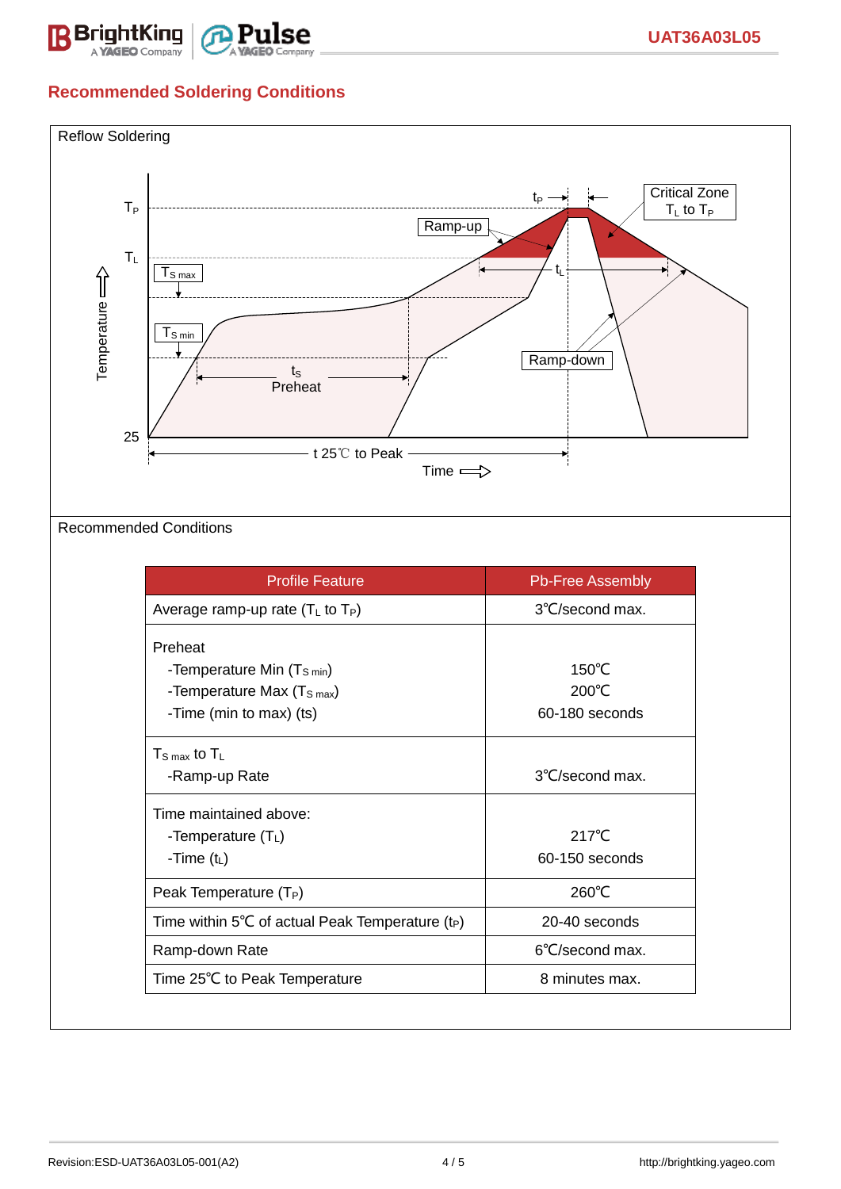## Recommended Soldering Conditions

Reflow Soldering

Recommended Conditions

| Profile Feature | Pb-Free Assembly |
|---|---|
| Average ramp-up rate ($T_L$ to $T_P$) | 3℃/second max. |
| Preheat<br>-Temperature Min ($T_{S\,min}$)<br>-Temperature Max ($T_{S\,max}$)<br>-Time (min to max) (ts) | <br>150℃<br>200℃<br>60-180 seconds |
| $T_{S\,max}$ to $T_L$<br>-Ramp-up Rate | <br>3℃/second max. |
| Time maintained above:<br>-Temperature ($T_L$)<br>-Time ($t_L$) | <br>217℃<br>60-150 seconds |
| Peak Temperature ($T_P$) | 260℃ |
| Time within 5℃ of actual Peak Temperature ($t_P$) | 20-40 seconds |
| Ramp-down Rate | 6℃/second max. |
| Time 25℃ to Peak Temperature | 8 minutes max. |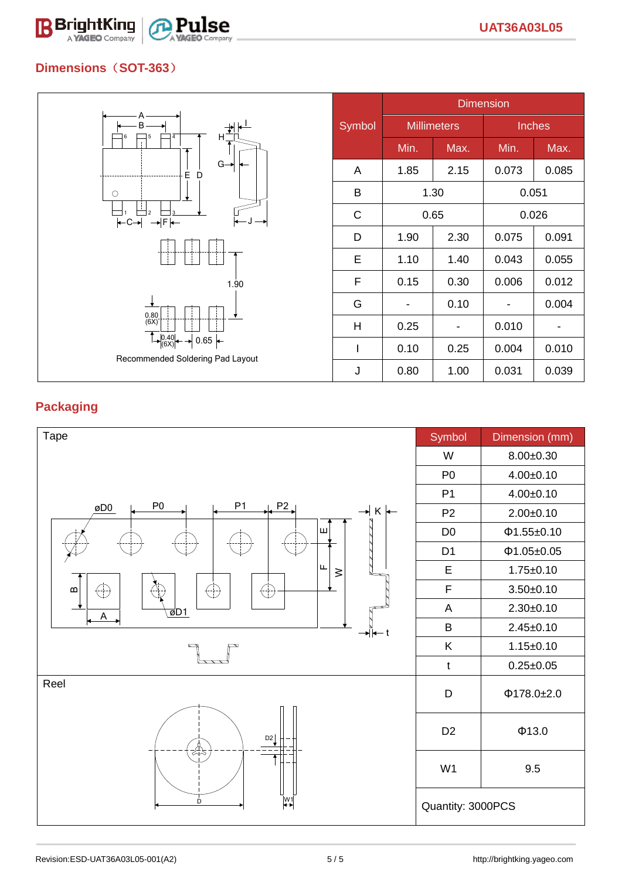## Dimensions（SOT-363）

Recommended Soldering Pad Layout

| Symbol | Millimeters | | Inches | |
|---|---|---|---|---|
| | Min. | Max. | Min. | Max. |
| A | 1.85 | 2.15 | 0.073 | 0.085 |
| B | 1.30 | | 0.051 | |
| C | 0.65 | | 0.026 | |
| D | 1.90 | 2.30 | 0.075 | 0.091 |
| E | 1.10 | 1.40 | 0.043 | 0.055 |
| F | 0.15 | 0.30 | 0.006 | 0.012 |
| G | - | 0.10 | - | 0.004 |
| H | 0.25 | - | 0.010 | - |
| I | 0.10 | 0.25 | 0.004 | 0.010 |
| J | 0.80 | 1.00 | 0.031 | 0.039 |

## Packaging

Tape

| Symbol | Dimension (mm) |
|---|---|
| W | 8.00±0.30 |
| P0 | 4.00±0.10 |
| P1 | 4.00±0.10 |
| P2 | 2.00±0.10 |
| D0 | Φ1.55±0.10 |
| D1 | Φ1.05±0.05 |
| E | 1.75±0.10 |
| F | 3.50±0.10 |
| A | 2.30±0.10 |
| B | 2.45±0.10 |
| K | 1.15±0.10 |
| t | 0.25±0.05 |

Reel

| Symbol | Dimension (mm) |
|---|---|
| D | Φ178.0±2.0 |
| D2 | Φ13.0 |
| W1 | 9.5 |

Quantity: 3000PCS

Revision:ESD-UAT36A03L05-001(A2)

http://brightking.yageo.com